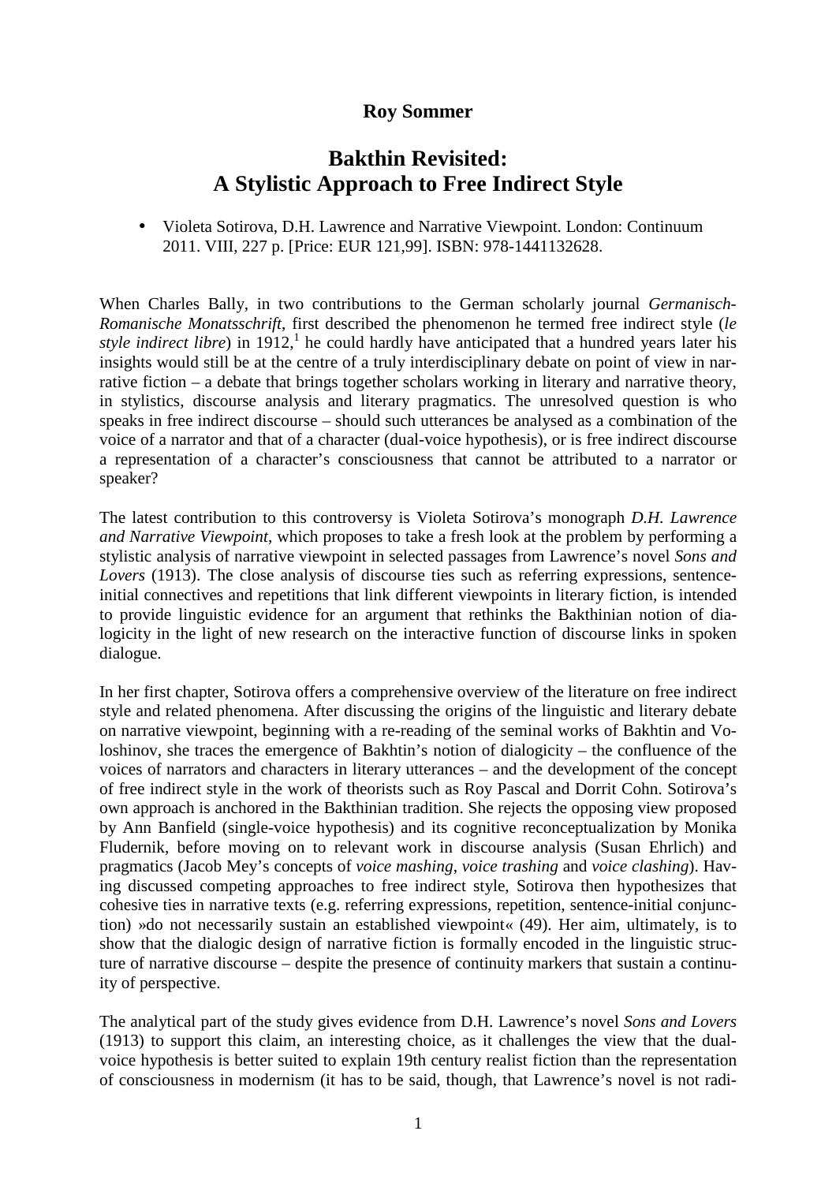**Roy Sommer**

# Bakthin Revisited: A Stylistic Approach to Free Indirect Style

- Violeta Sotirova, D.H. Lawrence and Narrative Viewpoint. London: Continuum 2011. VIII, 227 p. [Price: EUR 121,99]. ISBN: 978-1441132628.

When Charles Bally, in two contributions to the German scholarly journal *Germanisch-Romanische Monatsschrift*, first described the phenomenon he termed free indirect style (*le style indirect libre*) in 1912,[1] he could hardly have anticipated that a hundred years later his insights would still be at the centre of a truly interdisciplinary debate on point of view in narrative fiction – a debate that brings together scholars working in literary and narrative theory, in stylistics, discourse analysis and literary pragmatics. The unresolved question is who speaks in free indirect discourse – should such utterances be analysed as a combination of the voice of a narrator and that of a character (dual-voice hypothesis), or is free indirect discourse a representation of a character's consciousness that cannot be attributed to a narrator or speaker?

The latest contribution to this controversy is Violeta Sotirova's monograph *D.H. Lawrence and Narrative Viewpoint*, which proposes to take a fresh look at the problem by performing a stylistic analysis of narrative viewpoint in selected passages from Lawrence's novel *Sons and Lovers* (1913). The close analysis of discourse ties such as referring expressions, sentence-initial connectives and repetitions that link different viewpoints in literary fiction, is intended to provide linguistic evidence for an argument that rethinks the Bakthinian notion of dialogicity in the light of new research on the interactive function of discourse links in spoken dialogue.

In her first chapter, Sotirova offers a comprehensive overview of the literature on free indirect style and related phenomena. After discussing the origins of the linguistic and literary debate on narrative viewpoint, beginning with a re-reading of the seminal works of Bakhtin and Voloshinov, she traces the emergence of Bakhtin's notion of dialogicity – the confluence of the voices of narrators and characters in literary utterances – and the development of the concept of free indirect style in the work of theorists such as Roy Pascal and Dorrit Cohn. Sotirova's own approach is anchored in the Bakthinian tradition. She rejects the opposing view proposed by Ann Banfield (single-voice hypothesis) and its cognitive reconceptualization by Monika Fludernik, before moving on to relevant work in discourse analysis (Susan Ehrlich) and pragmatics (Jacob Mey's concepts of *voice mashing*, *voice trashing* and *voice clashing*). Having discussed competing approaches to free indirect style, Sotirova then hypothesizes that cohesive ties in narrative texts (e.g. referring expressions, repetition, sentence-initial conjunction) »do not necessarily sustain an established viewpoint« (49). Her aim, ultimately, is to show that the dialogic design of narrative fiction is formally encoded in the linguistic structure of narrative discourse – despite the presence of continuity markers that sustain a continuity of perspective.

The analytical part of the study gives evidence from D.H. Lawrence's novel *Sons and Lovers* (1913) to support this claim, an interesting choice, as it challenges the view that the dual-voice hypothesis is better suited to explain 19th century realist fiction than the representation of consciousness in modernism (it has to be said, though, that Lawrence's novel is not radi-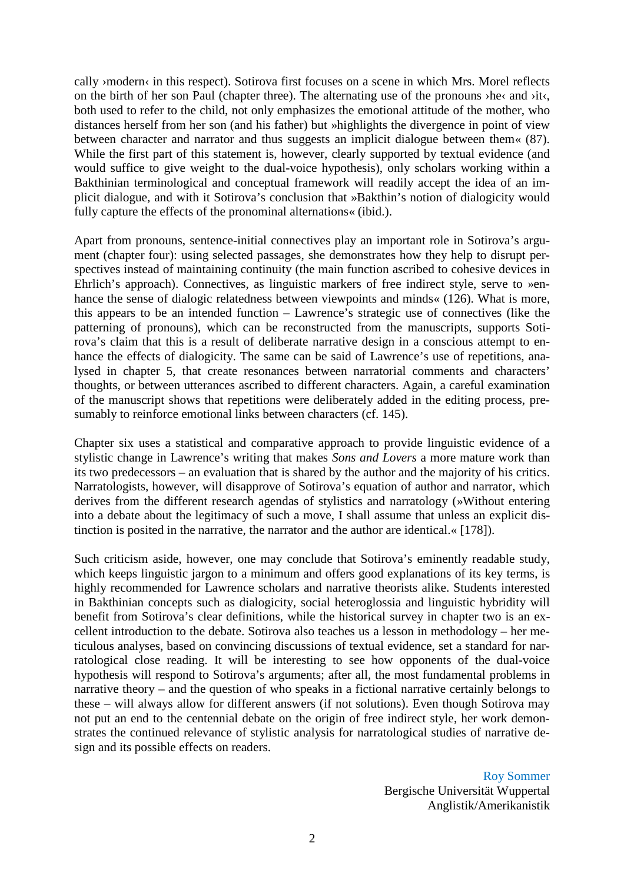cally ›modern‹ in this respect). Sotirova first focuses on a scene in which Mrs. Morel reflects on the birth of her son Paul (chapter three). The alternating use of the pronouns ›he‹ and ›it‹, both used to refer to the child, not only emphasizes the emotional attitude of the mother, who distances herself from her son (and his father) but »highlights the divergence in point of view between character and narrator and thus suggests an implicit dialogue between them« (87). While the first part of this statement is, however, clearly supported by textual evidence (and would suffice to give weight to the dual-voice hypothesis), only scholars working within a Bakthinian terminological and conceptual framework will readily accept the idea of an implicit dialogue, and with it Sotirova's conclusion that »Bakthin's notion of dialogicity would fully capture the effects of the pronominal alternations« (ibid.).

Apart from pronouns, sentence-initial connectives play an important role in Sotirova's argument (chapter four): using selected passages, she demonstrates how they help to disrupt perspectives instead of maintaining continuity (the main function ascribed to cohesive devices in Ehrlich's approach). Connectives, as linguistic markers of free indirect style, serve to »enhance the sense of dialogic relatedness between viewpoints and minds« (126). What is more, this appears to be an intended function – Lawrence's strategic use of connectives (like the patterning of pronouns), which can be reconstructed from the manuscripts, supports Sotirova's claim that this is a result of deliberate narrative design in a conscious attempt to enhance the effects of dialogicity. The same can be said of Lawrence's use of repetitions, analysed in chapter 5, that create resonances between narratorial comments and characters' thoughts, or between utterances ascribed to different characters. Again, a careful examination of the manuscript shows that repetitions were deliberately added in the editing process, presumably to reinforce emotional links between characters (cf. 145).

Chapter six uses a statistical and comparative approach to provide linguistic evidence of a stylistic change in Lawrence's writing that makes *Sons and Lovers* a more mature work than its two predecessors – an evaluation that is shared by the author and the majority of his critics. Narratologists, however, will disapprove of Sotirova's equation of author and narrator, which derives from the different research agendas of stylistics and narratology (»Without entering into a debate about the legitimacy of such a move, I shall assume that unless an explicit distinction is posited in the narrative, the narrator and the author are identical.« [178]).

Such criticism aside, however, one may conclude that Sotirova's eminently readable study, which keeps linguistic jargon to a minimum and offers good explanations of its key terms, is highly recommended for Lawrence scholars and narrative theorists alike. Students interested in Bakthinian concepts such as dialogicity, social heteroglossia and linguistic hybridity will benefit from Sotirova's clear definitions, while the historical survey in chapter two is an excellent introduction to the debate. Sotirova also teaches us a lesson in methodology – her meticulous analyses, based on convincing discussions of textual evidence, set a standard for narratological close reading. It will be interesting to see how opponents of the dual-voice hypothesis will respond to Sotirova's arguments; after all, the most fundamental problems in narrative theory – and the question of who speaks in a fictional narrative certainly belongs to these – will always allow for different answers (if not solutions). Even though Sotirova may not put an end to the centennial debate on the origin of free indirect style, her work demonstrates the continued relevance of stylistic analysis for narratological studies of narrative design and its possible effects on readers.

Roy Sommer
Bergische Universität Wuppertal
Anglistik/Amerikanistik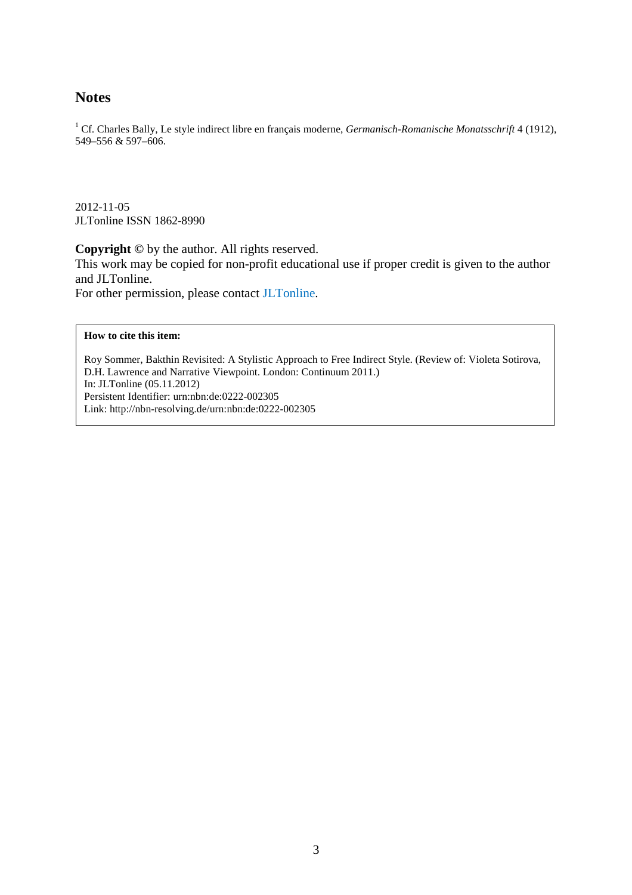## Notes

[1] Cf. Charles Bally, Le style indirect libre en français moderne, *Germanisch-Romanische Monatsschrift* 4 (1912), 549–556 & 597–606.

2012-11-05
JLTonline ISSN 1862-8990

**Copyright ©** by the author. All rights reserved.
This work may be copied for non-profit educational use if proper credit is given to the author and JLTonline.
For other permission, please contact JLTonline.

**How to cite this item:**

Roy Sommer, Bakthin Revisited: A Stylistic Approach to Free Indirect Style. (Review of: Violeta Sotirova, D.H. Lawrence and Narrative Viewpoint. London: Continuum 2011.)
In: JLTonline (05.11.2012)
Persistent Identifier: urn:nbn:de:0222-002305
Link: http://nbn-resolving.de/urn:nbn:de:0222-002305